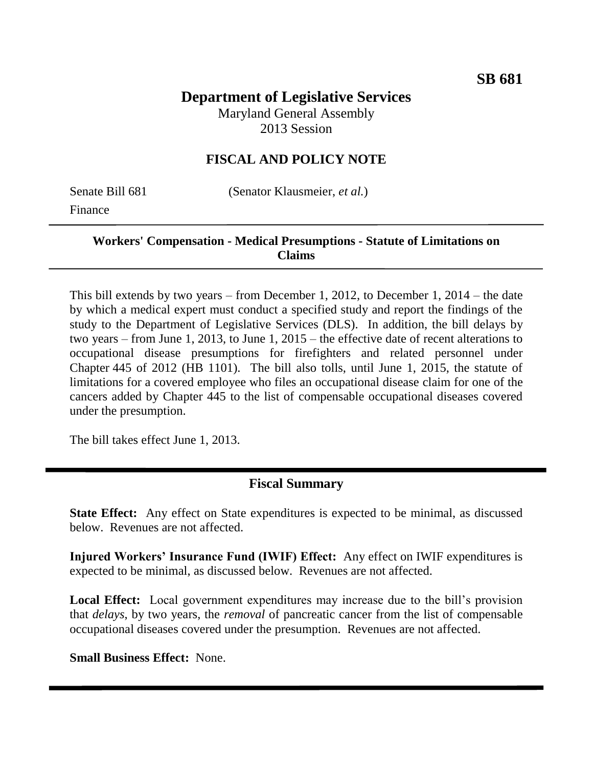**SB 681**

# Department of Legislative Services

Maryland General Assembly
2013 Session

## FISCAL AND POLICY NOTE

Senate Bill 681 (Senator Klausmeier, *et al.*)
Finance

---

**Workers' Compensation - Medical Presumptions - Statute of Limitations on Claims**

---

This bill extends by two years – from December 1, 2012, to December 1, 2014 – the date by which a medical expert must conduct a specified study and report the findings of the study to the Department of Legislative Services (DLS). In addition, the bill delays by two years – from June 1, 2013, to June 1, 2015 – the effective date of recent alterations to occupational disease presumptions for firefighters and related personnel under Chapter 445 of 2012 (HB 1101). The bill also tolls, until June 1, 2015, the statute of limitations for a covered employee who files an occupational disease claim for one of the cancers added by Chapter 445 to the list of compensable occupational diseases covered under the presumption.

The bill takes effect June 1, 2013.

---

## Fiscal Summary

**State Effect:** Any effect on State expenditures is expected to be minimal, as discussed below. Revenues are not affected.

**Injured Workers' Insurance Fund (IWIF) Effect:** Any effect on IWIF expenditures is expected to be minimal, as discussed below. Revenues are not affected.

**Local Effect:** Local government expenditures may increase due to the bill's provision that *delays*, by two years, the *removal* of pancreatic cancer from the list of compensable occupational diseases covered under the presumption. Revenues are not affected.

**Small Business Effect:** None.

---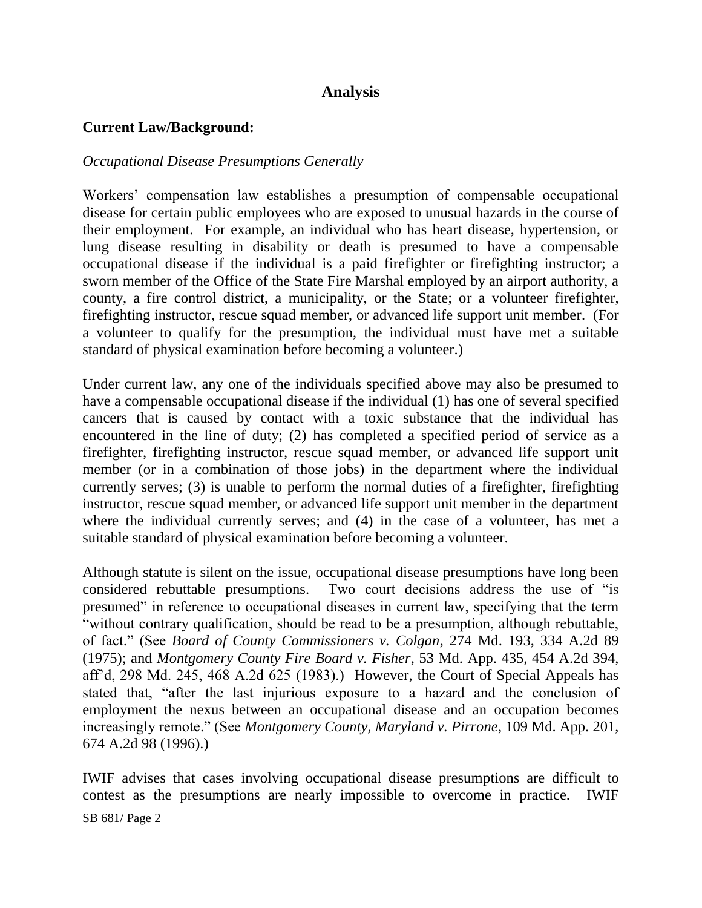## Analysis

### Current Law/Background:

*Occupational Disease Presumptions Generally*

Workers' compensation law establishes a presumption of compensable occupational disease for certain public employees who are exposed to unusual hazards in the course of their employment. For example, an individual who has heart disease, hypertension, or lung disease resulting in disability or death is presumed to have a compensable occupational disease if the individual is a paid firefighter or firefighting instructor; a sworn member of the Office of the State Fire Marshal employed by an airport authority, a county, a fire control district, a municipality, or the State; or a volunteer firefighter, firefighting instructor, rescue squad member, or advanced life support unit member. (For a volunteer to qualify for the presumption, the individual must have met a suitable standard of physical examination before becoming a volunteer.)

Under current law, any one of the individuals specified above may also be presumed to have a compensable occupational disease if the individual (1) has one of several specified cancers that is caused by contact with a toxic substance that the individual has encountered in the line of duty; (2) has completed a specified period of service as a firefighter, firefighting instructor, rescue squad member, or advanced life support unit member (or in a combination of those jobs) in the department where the individual currently serves; (3) is unable to perform the normal duties of a firefighter, firefighting instructor, rescue squad member, or advanced life support unit member in the department where the individual currently serves; and (4) in the case of a volunteer, has met a suitable standard of physical examination before becoming a volunteer.

Although statute is silent on the issue, occupational disease presumptions have long been considered rebuttable presumptions. Two court decisions address the use of "is presumed" in reference to occupational diseases in current law, specifying that the term "without contrary qualification, should be read to be a presumption, although rebuttable, of fact." (See *Board of County Commissioners v. Colgan*, 274 Md. 193, 334 A.2d 89 (1975); and *Montgomery County Fire Board v. Fisher*, 53 Md. App. 435, 454 A.2d 394, aff'd, 298 Md. 245, 468 A.2d 625 (1983).) However, the Court of Special Appeals has stated that, "after the last injurious exposure to a hazard and the conclusion of employment the nexus between an occupational disease and an occupation becomes increasingly remote." (See *Montgomery County, Maryland v. Pirrone*, 109 Md. App. 201, 674 A.2d 98 (1996).)

IWIF advises that cases involving occupational disease presumptions are difficult to contest as the presumptions are nearly impossible to overcome in practice. IWIF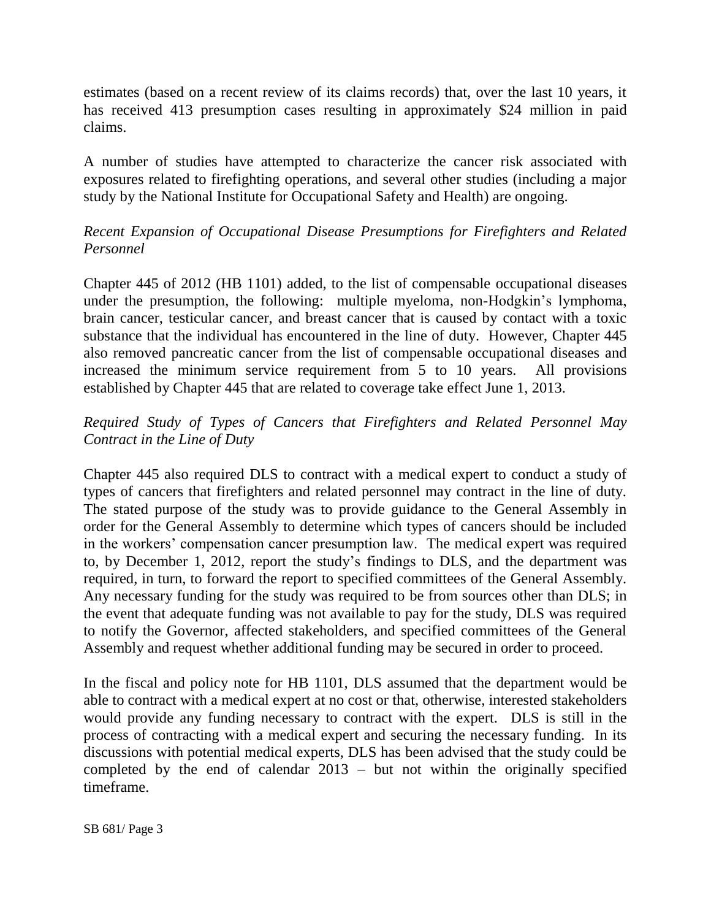estimates (based on a recent review of its claims records) that, over the last 10 years, it has received 413 presumption cases resulting in approximately $24 million in paid claims.

A number of studies have attempted to characterize the cancer risk associated with exposures related to firefighting operations, and several other studies (including a major study by the National Institute for Occupational Safety and Health) are ongoing.

*Recent Expansion of Occupational Disease Presumptions for Firefighters and Related Personnel*

Chapter 445 of 2012 (HB 1101) added, to the list of compensable occupational diseases under the presumption, the following: multiple myeloma, non-Hodgkin's lymphoma, brain cancer, testicular cancer, and breast cancer that is caused by contact with a toxic substance that the individual has encountered in the line of duty. However, Chapter 445 also removed pancreatic cancer from the list of compensable occupational diseases and increased the minimum service requirement from 5 to 10 years. All provisions established by Chapter 445 that are related to coverage take effect June 1, 2013.

*Required Study of Types of Cancers that Firefighters and Related Personnel May Contract in the Line of Duty*

Chapter 445 also required DLS to contract with a medical expert to conduct a study of types of cancers that firefighters and related personnel may contract in the line of duty. The stated purpose of the study was to provide guidance to the General Assembly in order for the General Assembly to determine which types of cancers should be included in the workers' compensation cancer presumption law. The medical expert was required to, by December 1, 2012, report the study's findings to DLS, and the department was required, in turn, to forward the report to specified committees of the General Assembly. Any necessary funding for the study was required to be from sources other than DLS; in the event that adequate funding was not available to pay for the study, DLS was required to notify the Governor, affected stakeholders, and specified committees of the General Assembly and request whether additional funding may be secured in order to proceed.

In the fiscal and policy note for HB 1101, DLS assumed that the department would be able to contract with a medical expert at no cost or that, otherwise, interested stakeholders would provide any funding necessary to contract with the expert. DLS is still in the process of contracting with a medical expert and securing the necessary funding. In its discussions with potential medical experts, DLS has been advised that the study could be completed by the end of calendar 2013 – but not within the originally specified timeframe.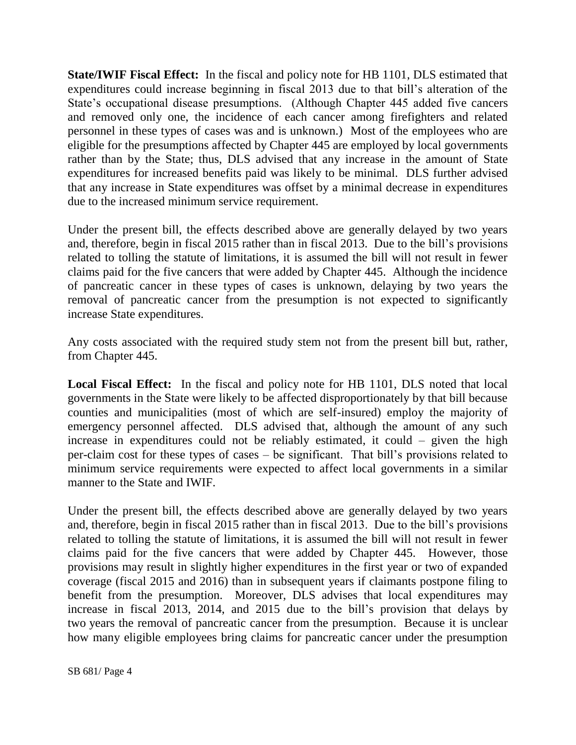**State/IWIF Fiscal Effect:** In the fiscal and policy note for HB 1101, DLS estimated that expenditures could increase beginning in fiscal 2013 due to that bill's alteration of the State's occupational disease presumptions. (Although Chapter 445 added five cancers and removed only one, the incidence of each cancer among firefighters and related personnel in these types of cases was and is unknown.) Most of the employees who are eligible for the presumptions affected by Chapter 445 are employed by local governments rather than by the State; thus, DLS advised that any increase in the amount of State expenditures for increased benefits paid was likely to be minimal. DLS further advised that any increase in State expenditures was offset by a minimal decrease in expenditures due to the increased minimum service requirement.

Under the present bill, the effects described above are generally delayed by two years and, therefore, begin in fiscal 2015 rather than in fiscal 2013. Due to the bill's provisions related to tolling the statute of limitations, it is assumed the bill will not result in fewer claims paid for the five cancers that were added by Chapter 445. Although the incidence of pancreatic cancer in these types of cases is unknown, delaying by two years the removal of pancreatic cancer from the presumption is not expected to significantly increase State expenditures.

Any costs associated with the required study stem not from the present bill but, rather, from Chapter 445.

**Local Fiscal Effect:** In the fiscal and policy note for HB 1101, DLS noted that local governments in the State were likely to be affected disproportionately by that bill because counties and municipalities (most of which are self-insured) employ the majority of emergency personnel affected. DLS advised that, although the amount of any such increase in expenditures could not be reliably estimated, it could – given the high per-claim cost for these types of cases – be significant. That bill's provisions related to minimum service requirements were expected to affect local governments in a similar manner to the State and IWIF.

Under the present bill, the effects described above are generally delayed by two years and, therefore, begin in fiscal 2015 rather than in fiscal 2013. Due to the bill's provisions related to tolling the statute of limitations, it is assumed the bill will not result in fewer claims paid for the five cancers that were added by Chapter 445. However, those provisions may result in slightly higher expenditures in the first year or two of expanded coverage (fiscal 2015 and 2016) than in subsequent years if claimants postpone filing to benefit from the presumption. Moreover, DLS advises that local expenditures may increase in fiscal 2013, 2014, and 2015 due to the bill's provision that delays by two years the removal of pancreatic cancer from the presumption. Because it is unclear how many eligible employees bring claims for pancreatic cancer under the presumption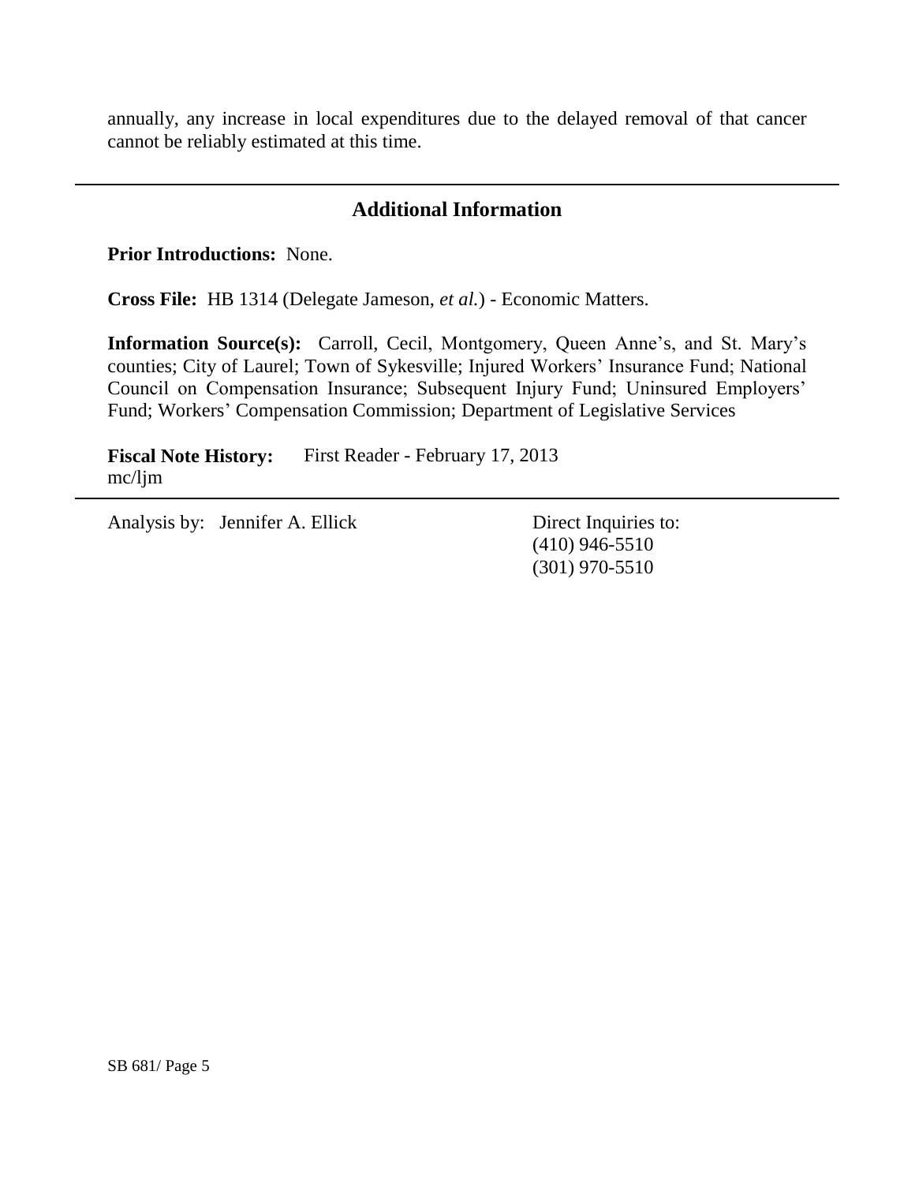annually, any increase in local expenditures due to the delayed removal of that cancer cannot be reliably estimated at this time.

## Additional Information

**Prior Introductions:** None.

**Cross File:** HB 1314 (Delegate Jameson, *et al.*) - Economic Matters.

**Information Source(s):** Carroll, Cecil, Montgomery, Queen Anne's, and St. Mary's counties; City of Laurel; Town of Sykesville; Injured Workers' Insurance Fund; National Council on Compensation Insurance; Subsequent Injury Fund; Uninsured Employers' Fund; Workers' Compensation Commission; Department of Legislative Services

**Fiscal Note History:** First Reader - February 17, 2013
mc/ljm

Analysis by: Jennifer A. Ellick

Direct Inquiries to:
(410) 946-5510
(301) 970-5510